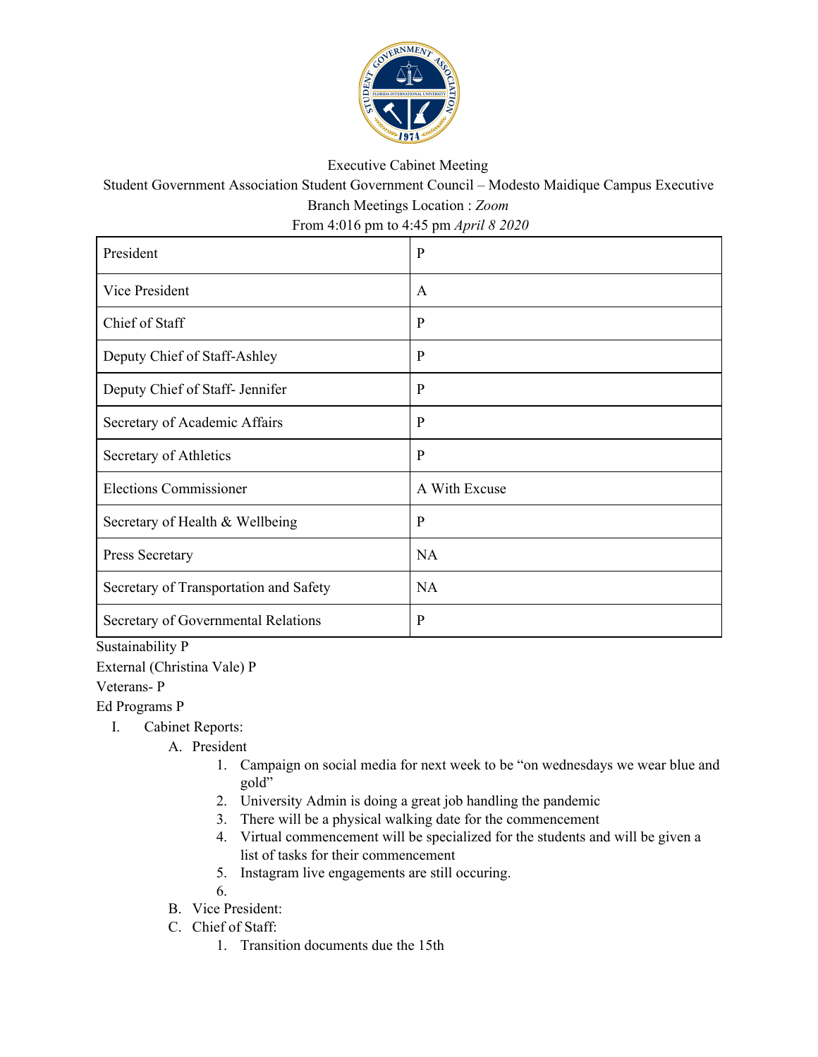Executive Cabinet Meeting

Student Government Association Student Government Council – Modesto Maidique Campus Executive Branch Meetings Location : *Zoom*

From 4:016 pm to 4:45 pm *April 8 2020*

| President | P |
|---|---|
| Vice President | A |
| Chief of Staff | P |
| Deputy Chief of Staff-Ashley | P |
| Deputy Chief of Staff- Jennifer | P |
| Secretary of Academic Affairs | P |
| Secretary of Athletics | P |
| Elections Commissioner | A With Excuse |
| Secretary of Health & Wellbeing | P |
| Press Secretary | NA |
| Secretary of Transportation and Safety | NA |
| Secretary of Governmental Relations | P |

Sustainability P

External (Christina Vale) P

Veterans- P

Ed Programs P

I. Cabinet Reports:
   - A. President
     1. Campaign on social media for next week to be "on wednesdays we wear blue and gold"
     2. University Admin is doing a great job handling the pandemic
     3. There will be a physical walking date for the commencement
     4. Virtual commencement will be specialized for the students and will be given a list of tasks for their commencement
     5. Instagram live engagements are still occuring.
     6. 
   - B. Vice President:
   - C. Chief of Staff:
     1. Transition documents due the 15th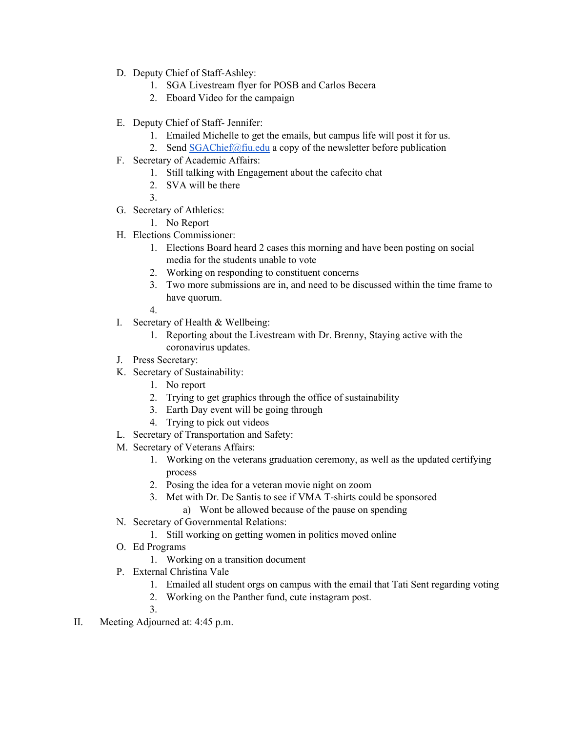D. Deputy Chief of Staff-Ashley:
   1. SGA Livestream flyer for POSB and Carlos Becera
   2. Eboard Video for the campaign

E. Deputy Chief of Staff- Jennifer:
   1. Emailed Michelle to get the emails, but campus life will post it for us.
   2. Send SGAChief@fiu.edu a copy of the newsletter before publication

F. Secretary of Academic Affairs:
   1. Still talking with Engagement about the cafecito chat
   2. SVA will be there
   3.

G. Secretary of Athletics:
   1. No Report

H. Elections Commissioner:
   1. Elections Board heard 2 cases this morning and have been posting on social media for the students unable to vote
   2. Working on responding to constituent concerns
   3. Two more submissions are in, and need to be discussed within the time frame to have quorum.
   4.

I. Secretary of Health & Wellbeing:
   1. Reporting about the Livestream with Dr. Brenny, Staying active with the coronavirus updates.

J. Press Secretary:

K. Secretary of Sustainability:
   1. No report
   2. Trying to get graphics through the office of sustainability
   3. Earth Day event will be going through
   4. Trying to pick out videos

L. Secretary of Transportation and Safety:

M. Secretary of Veterans Affairs:
   1. Working on the veterans graduation ceremony, as well as the updated certifying process
   2. Posing the idea for a veteran movie night on zoom
   3. Met with Dr. De Santis to see if VMA T-shirts could be sponsored
      a) Wont be allowed because of the pause on spending

N. Secretary of Governmental Relations:
   1. Still working on getting women in politics moved online

O. Ed Programs
   1. Working on a transition document

P. External Christina Vale
   1. Emailed all student orgs on campus with the email that Tati Sent regarding voting
   2. Working on the Panther fund, cute instagram post.
   3.

II. Meeting Adjourned at: 4:45 p.m.